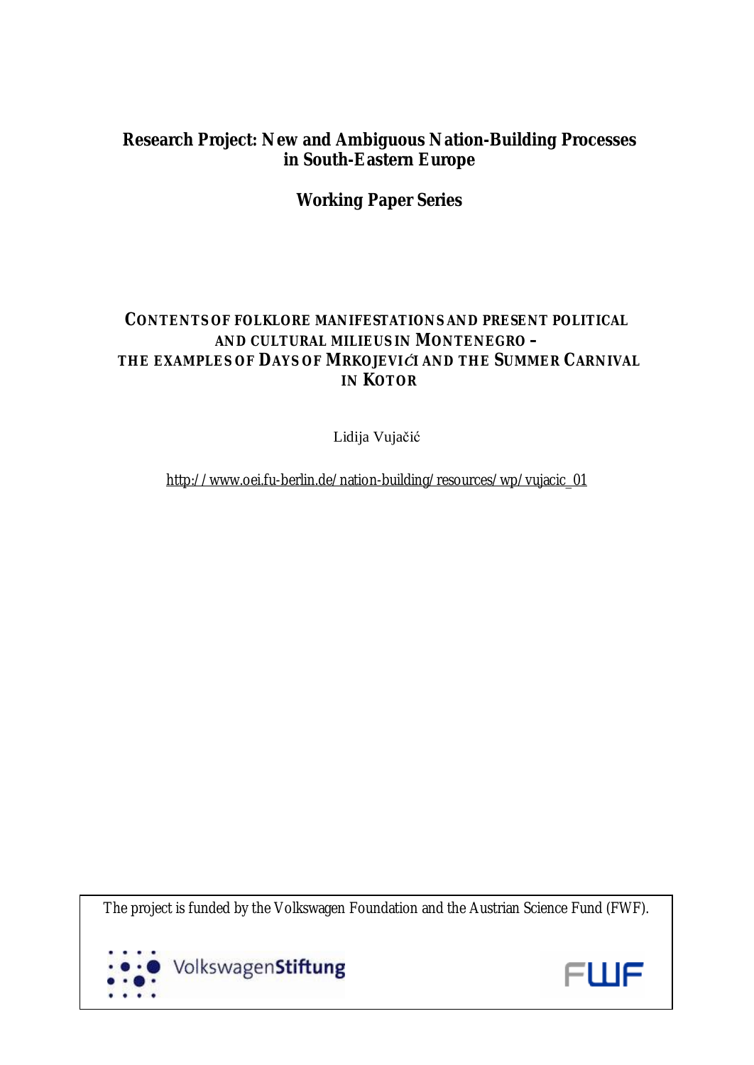**Research Project: New and Ambiguous Nation-Building Processes in South-Eastern Europe**

**Working Paper Series**

# CONTENTS OF FOLKLORE MANIFESTATIONS AND PRESENT POLITICAL AND CULTURAL MILIEUS IN MONTENEGRO – THE EXAMPLES OF DAYS OF MRKOJEVIĆI AND THE SUMMER CARNIVAL IN KOTOR

Lidija Vujačić

http://www.oei.fu-berlin.de/nation-building/resources/wp/vujacic_01

The project is funded by the Volkswagen Foundation and the Austrian Science Fund (FWF).

VolkswagenStiftung

FWF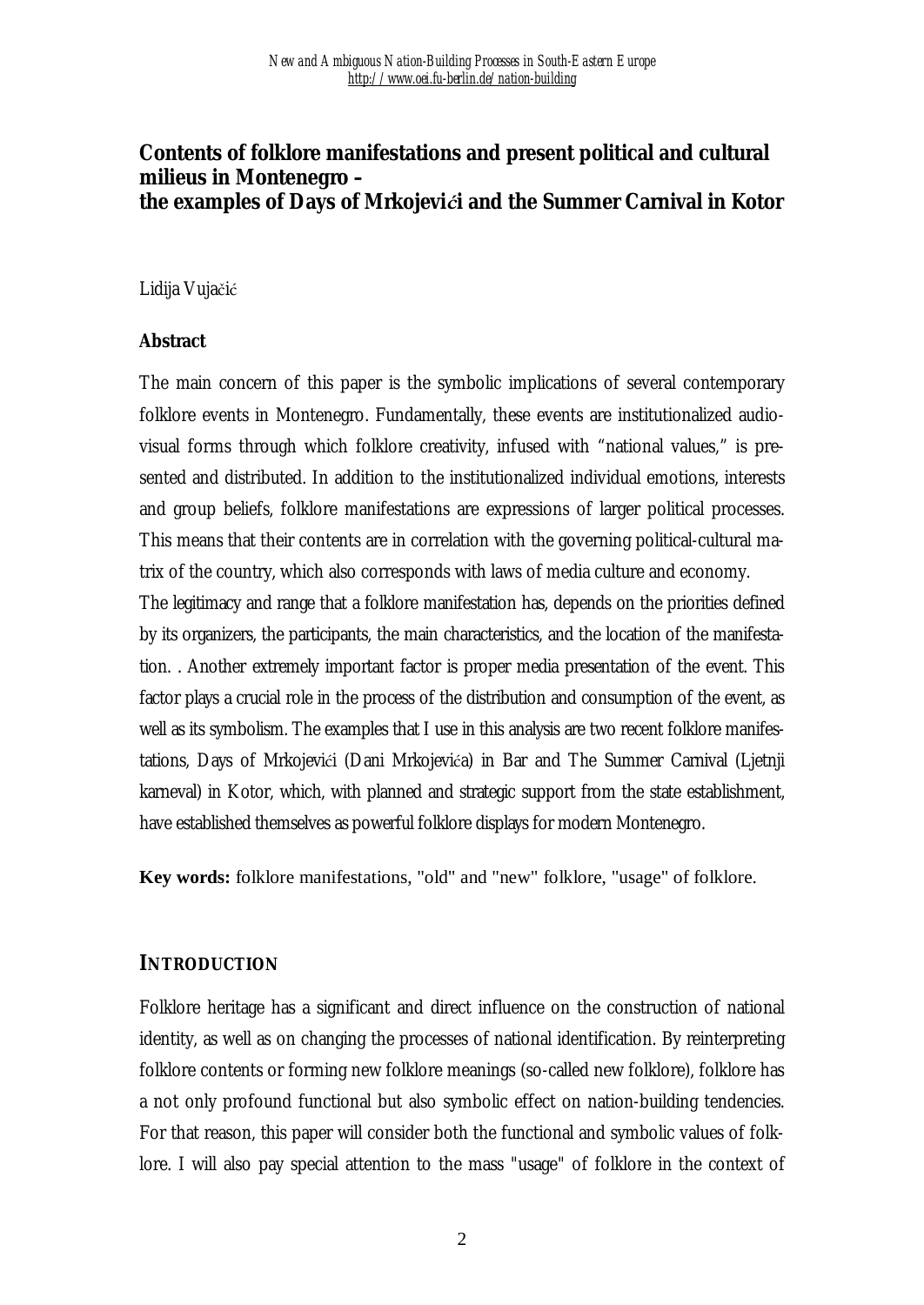# Contents of folklore manifestations and present political and cultural milieus in Montenegro – the examples of Days of Mrkojevići and the Summer Carnival in Kotor

Lidija Vujačić

**Abstract**

The main concern of this paper is the symbolic implications of several contemporary folklore events in Montenegro. Fundamentally, these events are institutionalized audio-visual forms through which folklore creativity, infused with "national values," is presented and distributed. In addition to the institutionalized individual emotions, interests and group beliefs, folklore manifestations are expressions of larger political processes. This means that their contents are in correlation with the governing political-cultural matrix of the country, which also corresponds with laws of media culture and economy.

The legitimacy and range that a folklore manifestation has, depends on the priorities defined by its organizers, the participants, the main characteristics, and the location of the manifestation. . Another extremely important factor is proper media presentation of the event. This factor plays a crucial role in the process of the distribution and consumption of the event, as well as its symbolism. The examples that I use in this analysis are two recent folklore manifestations, Days of Mrkojevići (Dani Mrkojevića) in Bar and The Summer Carnival (Ljetnji karneval) in Kotor, which, with planned and strategic support from the state establishment, have established themselves as powerful folklore displays for modern Montenegro.

**Key words:** folklore manifestations, "old" and "new" folklore, "usage" of folklore.

## INTRODUCTION

Folklore heritage has a significant and direct influence on the construction of national identity, as well as on changing the processes of national identification. By reinterpreting folklore contents or forming new folklore meanings (so-called new folklore), folklore has a not only profound functional but also symbolic effect on nation-building tendencies. For that reason, this paper will consider both the functional and symbolic values of folklore. I will also pay special attention to the mass "usage" of folklore in the context of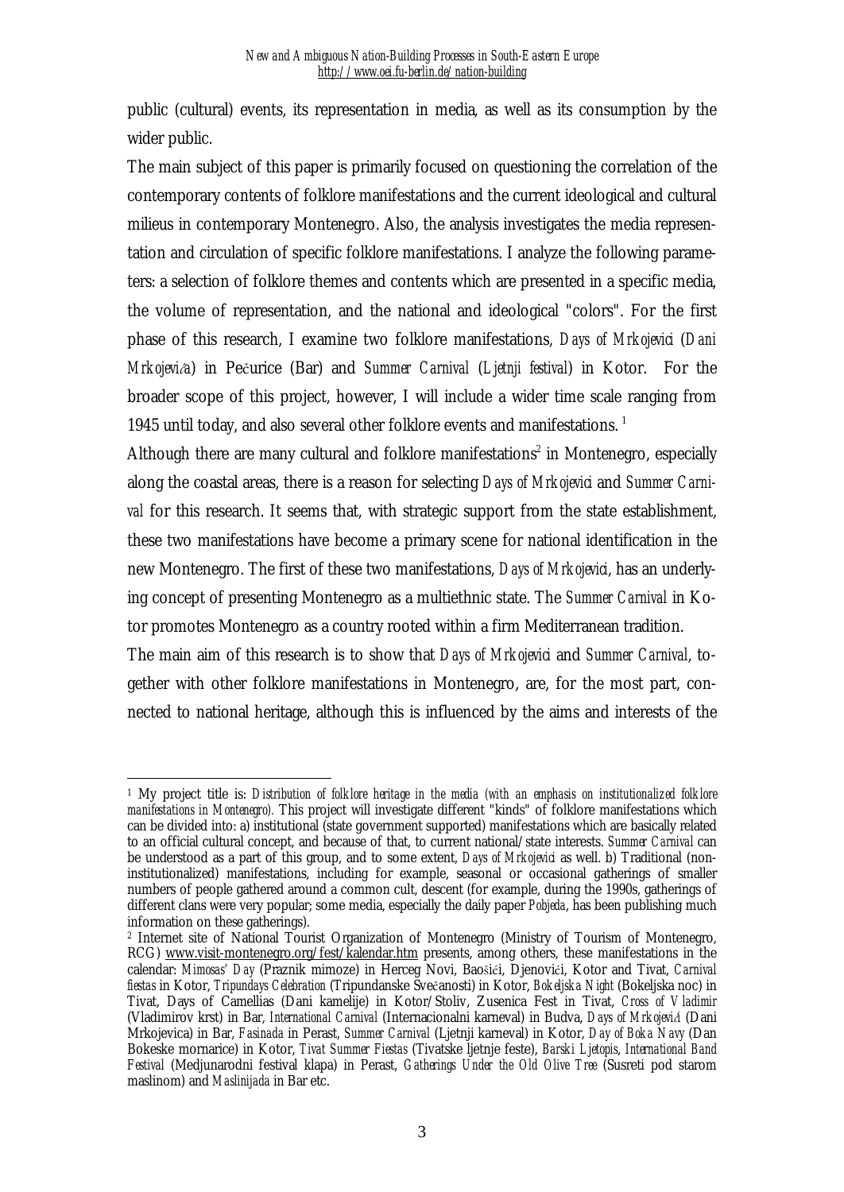public (cultural) events, its representation in media, as well as its consumption by the wider public.

The main subject of this paper is primarily focused on questioning the correlation of the contemporary contents of folklore manifestations and the current ideological and cultural milieus in contemporary Montenegro. Also, the analysis investigates the media representation and circulation of specific folklore manifestations. I analyze the following parameters: a selection of folklore themes and contents which are presented in a specific media, the volume of representation, and the national and ideological "colors". For the first phase of this research, I examine two folklore manifestations, *Days of Mrkojevici* (*Dani Mrkojevića*) in Pečurice (Bar) and *Summer Carnival* (*Ljetnji festival*) in Kotor. For the broader scope of this project, however, I will include a wider time scale ranging from 1945 until today, and also several other folklore events and manifestations. [1]

Although there are many cultural and folklore manifestations[2] in Montenegro, especially along the coastal areas, there is a reason for selecting *Days of Mrkojevici* and *Summer Carnival* for this research. It seems that, with strategic support from the state establishment, these two manifestations have become a primary scene for national identification in the new Montenegro. The first of these two manifestations, *Days of Mrkojevici*, has an underlying concept of presenting Montenegro as a multiethnic state. The *Summer Carnival* in Kotor promotes Montenegro as a country rooted within a firm Mediterranean tradition.

The main aim of this research is to show that *Days of Mrkojevici* and *Summer Carnival*, together with other folklore manifestations in Montenegro, are, for the most part, connected to national heritage, although this is influenced by the aims and interests of the

---

[1] My project title is: *Distribution of folklore heritage in the media (with an emphasis on institutionalized folklore manifestations in Montenegro).* This project will investigate different "kinds" of folklore manifestations which can be divided into: a) institutional (state government supported) manifestations which are basically related to an official cultural concept, and because of that, to current national/state interests. *Summer Carnival* can be understood as a part of this group, and to some extent, *Days of Mrkojevici* as well. b) Traditional (non-institutionalized) manifestations, including for example, seasonal or occasional gatherings of smaller numbers of people gathered around a common cult, descent (for example, during the 1990s, gatherings of different clans were very popular; some media, especially the daily paper *Pobjeda*, has been publishing much information on these gatherings).

[2] Internet site of National Tourist Organization of Montenegro (Ministry of Tourism of Montenegro, RCG) www.visit-montenegro.org/fest/kalendar.htm presents, among others, these manifestations in the calendar: *Mimosas' Day* (Praznik mimoze) in Herceg Novi, Baošići, Djenovići, Kotor and Tivat, *Carnival fiestas* in Kotor, *Tripundays Celebration* (Tripundanske Svečanosti) in Kotor, *Bokeljska Night* (Bokeljska noc) in Tivat, Days of Camellias (Dani kamelije) in Kotor/Stoliv, Zusenica Fest in Tivat, *Cross of Vladimir* (Vladimirov krst) in Bar, *International Carnival* (Internacionalni karneval) in Budva, *Days of Mrkojević* (Dani Mrkojevica) in Bar, *Fasinada* in Perast, *Summer Carnival* (Ljetnji karneval) in Kotor, *Day of Boka Navy* (Dan Bokeske mornarice) in Kotor, *Tivat Summer Fiestas* (Tivatske ljetnje feste), *Barski Ljetopis*, *International Band Festival* (Medjunarodni festival klapa) in Perast, *Gatherings Under the Old Olive Tree* (Susreti pod starom maslinom) and *Maslinijada* in Bar etc.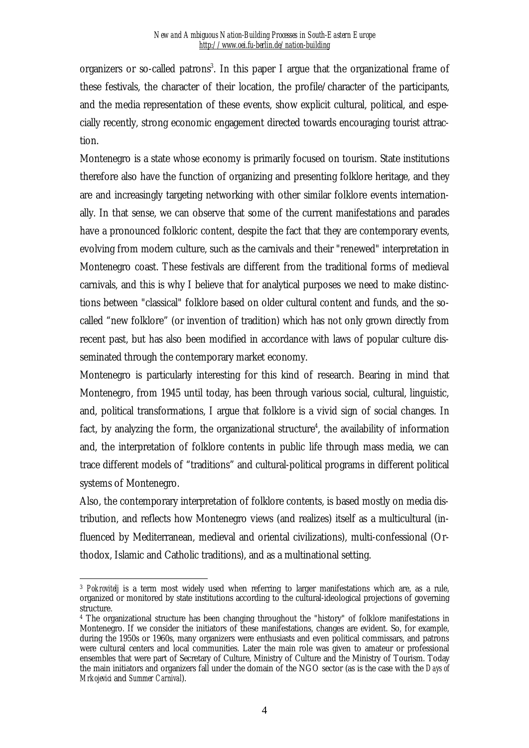organizers or so-called patrons[3]. In this paper I argue that the organizational frame of these festivals, the character of their location, the profile/character of the participants, and the media representation of these events, show explicit cultural, political, and especially recently, strong economic engagement directed towards encouraging tourist attraction.

Montenegro is a state whose economy is primarily focused on tourism. State institutions therefore also have the function of organizing and presenting folklore heritage, and they are and increasingly targeting networking with other similar folklore events internationally. In that sense, we can observe that some of the current manifestations and parades have a pronounced folkloric content, despite the fact that they are contemporary events, evolving from modern culture, such as the carnivals and their "renewed" interpretation in Montenegro coast. These festivals are different from the traditional forms of medieval carnivals, and this is why I believe that for analytical purposes we need to make distinctions between "classical" folklore based on older cultural content and funds, and the so-called "new folklore" (or invention of tradition) which has not only grown directly from recent past, but has also been modified in accordance with laws of popular culture disseminated through the contemporary market economy.

Montenegro is particularly interesting for this kind of research. Bearing in mind that Montenegro, from 1945 until today, has been through various social, cultural, linguistic, and, political transformations, I argue that folklore is a vivid sign of social changes. In fact, by analyzing the form, the organizational structure[4], the availability of information and, the interpretation of folklore contents in public life through mass media, we can trace different models of "traditions" and cultural-political programs in different political systems of Montenegro.

Also, the contemporary interpretation of folklore contents, is based mostly on media distribution, and reflects how Montenegro views (and realizes) itself as a multicultural (influenced by Mediterranean, medieval and oriental civilizations), multi-confessional (Orthodox, Islamic and Catholic traditions), and as a multinational setting.

---

[3] *Pokrovitelj* is a term most widely used when referring to larger manifestations which are, as a rule, organized or monitored by state institutions according to the cultural-ideological projections of governing structure.

[4] The organizational structure has been changing throughout the "history" of folklore manifestations in Montenegro. If we consider the initiators of these manifestations, changes are evident. So, for example, during the 1950s or 1960s, many organizers were enthusiasts and even political commissars, and patrons were cultural centers and local communities. Later the main role was given to amateur or professional ensembles that were part of Secretary of Culture, Ministry of Culture and the Ministry of Tourism. Today the main initiators and organizers fall under the domain of the NGO sector (as is the case with the *Days of Mrkojevici* and *Summer Carnival*).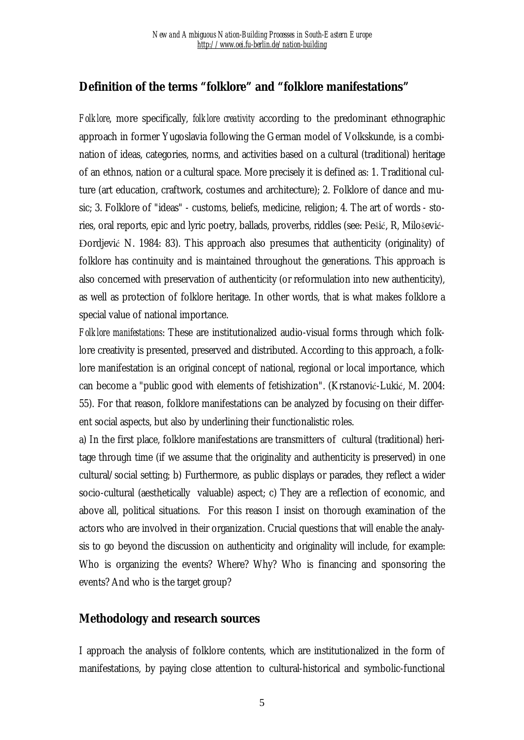## Definition of the terms "folklore" and "folklore manifestations"

*Folklore*, more specifically, *folklore creativity* according to the predominant ethnographic approach in former Yugoslavia following the German model of Volkskunde, is a combination of ideas, categories, norms, and activities based on a cultural (traditional) heritage of an ethnos, nation or a cultural space. More precisely it is defined as: 1. Traditional culture (art education, craftwork, costumes and architecture); 2. Folklore of dance and music; 3. Folklore of "ideas" - customs, beliefs, medicine, religion; 4. The art of words - stories, oral reports, epic and lyric poetry, ballads, proverbs, riddles (see: Pešić, R, Milošević-Đordjević N. 1984: 83). This approach also presumes that authenticity (originality) of folklore has continuity and is maintained throughout the generations. This approach is also concerned with preservation of authenticity (or reformulation into new authenticity), as well as protection of folklore heritage. In other words, that is what makes folklore a special value of national importance.

*Folklore manifestations*: These are institutionalized audio-visual forms through which folklore creativity is presented, preserved and distributed. According to this approach, a folklore manifestation is an original concept of national, regional or local importance, which can become a "public good with elements of fetishization". (Krstanović-Lukić, M. 2004: 55). For that reason, folklore manifestations can be analyzed by focusing on their different social aspects, but also by underlining their functionalistic roles.

a) In the first place, folklore manifestations are transmitters of cultural (traditional) heritage through time (if we assume that the originality and authenticity is preserved) in one cultural/social setting; b) Furthermore, as public displays or parades, they reflect a wider socio-cultural (aesthetically valuable) aspect; c) They are a reflection of economic, and above all, political situations. For this reason I insist on thorough examination of the actors who are involved in their organization. Crucial questions that will enable the analysis to go beyond the discussion on authenticity and originality will include, for example: Who is organizing the events? Where? Why? Who is financing and sponsoring the events? And who is the target group?

## Methodology and research sources

I approach the analysis of folklore contents, which are institutionalized in the form of manifestations, by paying close attention to cultural-historical and symbolic-functional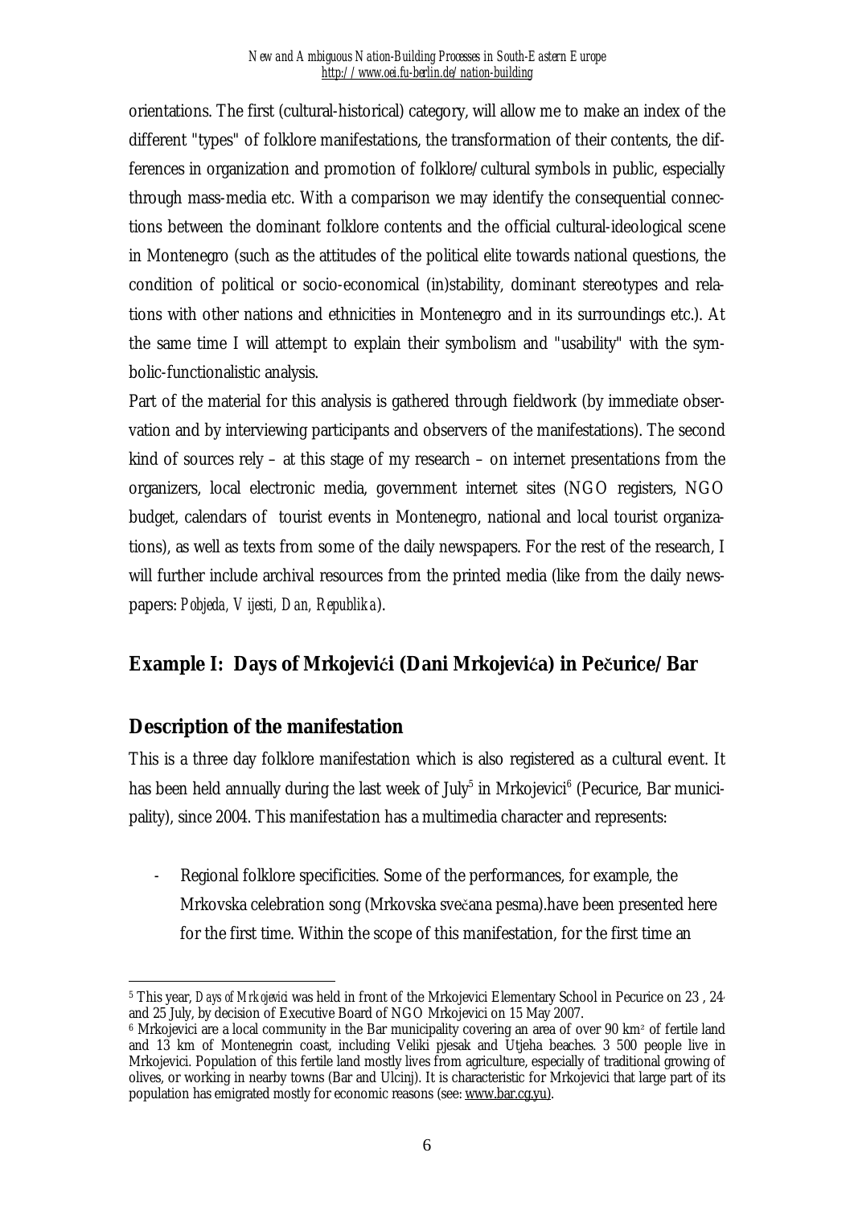orientations. The first (cultural-historical) category, will allow me to make an index of the different "types" of folklore manifestations, the transformation of their contents, the differences in organization and promotion of folklore/cultural symbols in public, especially through mass-media etc. With a comparison we may identify the consequential connections between the dominant folklore contents and the official cultural-ideological scene in Montenegro (such as the attitudes of the political elite towards national questions, the condition of political or socio-economical (in)stability, dominant stereotypes and relations with other nations and ethnicities in Montenegro and in its surroundings etc.). At the same time I will attempt to explain their symbolism and "usability" with the symbolic-functionalistic analysis.

Part of the material for this analysis is gathered through fieldwork (by immediate observation and by interviewing participants and observers of the manifestations). The second kind of sources rely – at this stage of my research – on internet presentations from the organizers, local electronic media, government internet sites (NGO registers, NGO budget, calendars of tourist events in Montenegro, national and local tourist organizations), as well as texts from some of the daily newspapers. For the rest of the research, I will further include archival resources from the printed media (like from the daily newspapers: *Pobjeda, Vijesti, Dan, Republika*).

## Example I: Days of Mrkojevići (Dani Mrkojevića) in Pečurice/Bar

### Description of the manifestation

This is a three day folklore manifestation which is also registered as a cultural event. It has been held annually during the last week of July[5] in Mrkojevici[6] (Pecurice, Bar municipality), since 2004. This manifestation has a multimedia character and represents:

- Regional folklore specificities. Some of the performances, for example, the Mrkovska celebration song (Mrkovska svečana pesma).have been presented here for the first time. Within the scope of this manifestation, for the first time an

---

[5] This year, *Days of Mrkojevici* was held in front of the Mrkojevici Elementary School in Pecurice on 23 , 24 and 25 July, by decision of Executive Board of NGO Mrkojevici on 15 May 2007.

[6] Mrkojevici are a local community in the Bar municipality covering an area of over 90 km² of fertile land and 13 km of Montenegrin coast, including Veliki pjesak and Utjeha beaches. 3 500 people live in Mrkojevici. Population of this fertile land mostly lives from agriculture, especially of traditional growing of olives, or working in nearby towns (Bar and Ulcinj). It is characteristic for Mrkojevici that large part of its population has emigrated mostly for economic reasons (see: www.bar.cg.yu).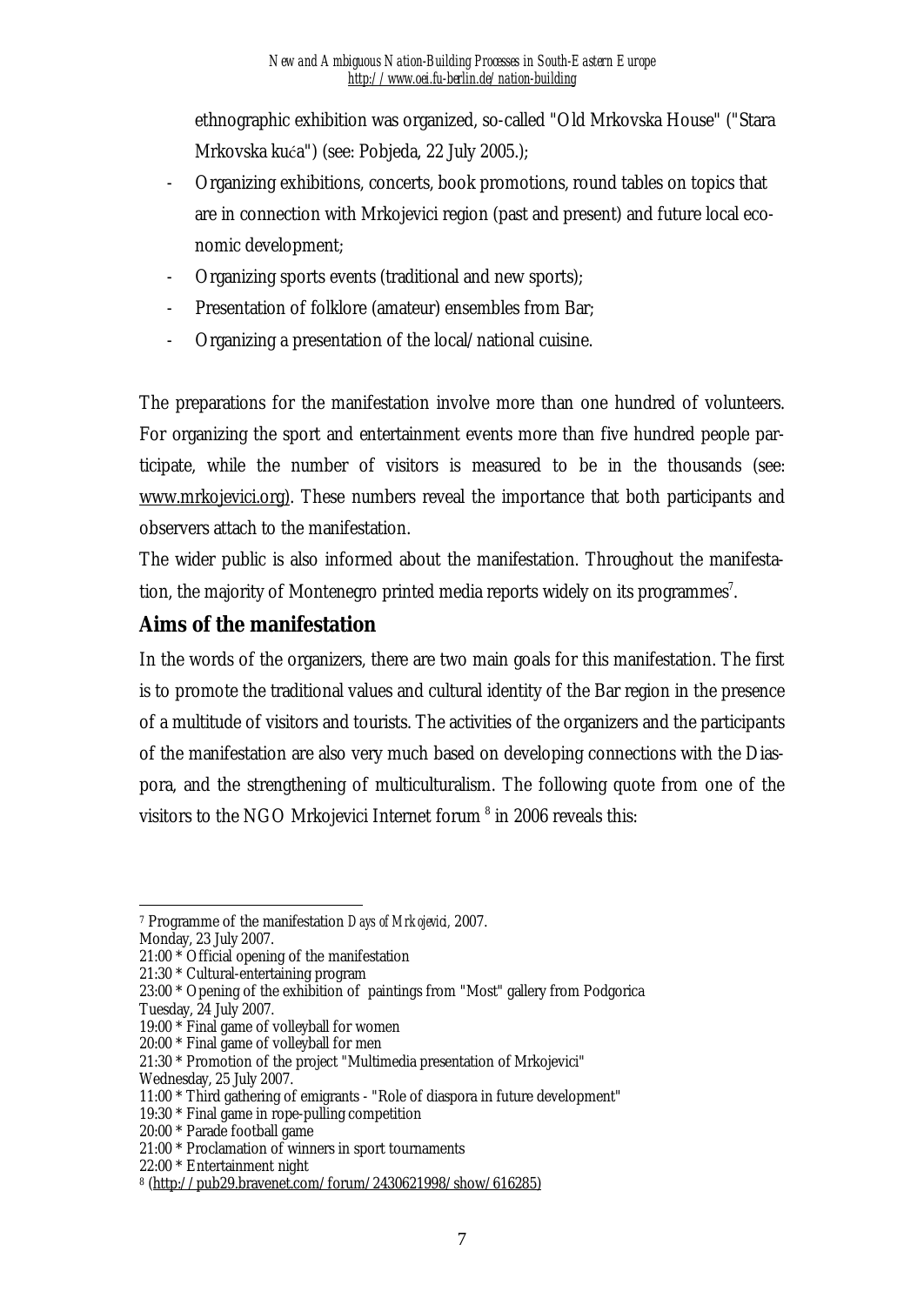ethnographic exhibition was organized, so-called "Old Mrkovska House" ("Stara Mrkovska kuća") (see: Pobjeda, 22 July 2005.);

- Organizing exhibitions, concerts, book promotions, round tables on topics that are in connection with Mrkojevici region (past and present) and future local economic development;
- Organizing sports events (traditional and new sports);
- Presentation of folklore (amateur) ensembles from Bar;
- Organizing a presentation of the local/national cuisine.

The preparations for the manifestation involve more than one hundred of volunteers. For organizing the sport and entertainment events more than five hundred people participate, while the number of visitors is measured to be in the thousands (see: www.mrkojevici.org). These numbers reveal the importance that both participants and observers attach to the manifestation.

The wider public is also informed about the manifestation. Throughout the manifestation, the majority of Montenegro printed media reports widely on its programmes[7].

## Aims of the manifestation

In the words of the organizers, there are two main goals for this manifestation. The first is to promote the traditional values and cultural identity of the Bar region in the presence of a multitude of visitors and tourists. The activities of the organizers and the participants of the manifestation are also very much based on developing connections with the Diaspora, and the strengthening of multiculturalism. The following quote from one of the visitors to the NGO Mrkojevici Internet forum [8] in 2006 reveals this:

---

[7] Programme of the manifestation *Days of Mrkojevici*, 2007.
Monday, 23 July 2007.
21:00 * Official opening of the manifestation
21:30 * Cultural-entertaining program
23:00 * Opening of the exhibition of paintings from "Most" gallery from Podgorica
Tuesday, 24 July 2007.
19:00 * Final game of volleyball for women
20:00 * Final game of volleyball for men
21:30 * Promotion of the project "Multimedia presentation of Mrkojevici"
Wednesday, 25 July 2007.
11:00 * Third gathering of emigrants - "Role of diaspora in future development"
19:30 * Final game in rope-pulling competition
20:00 * Parade football game
21:00 * Proclamation of winners in sport tournaments
22:00 * Entertainment night

[8] (http://pub29.bravenet.com/forum/2430621998/show/616285)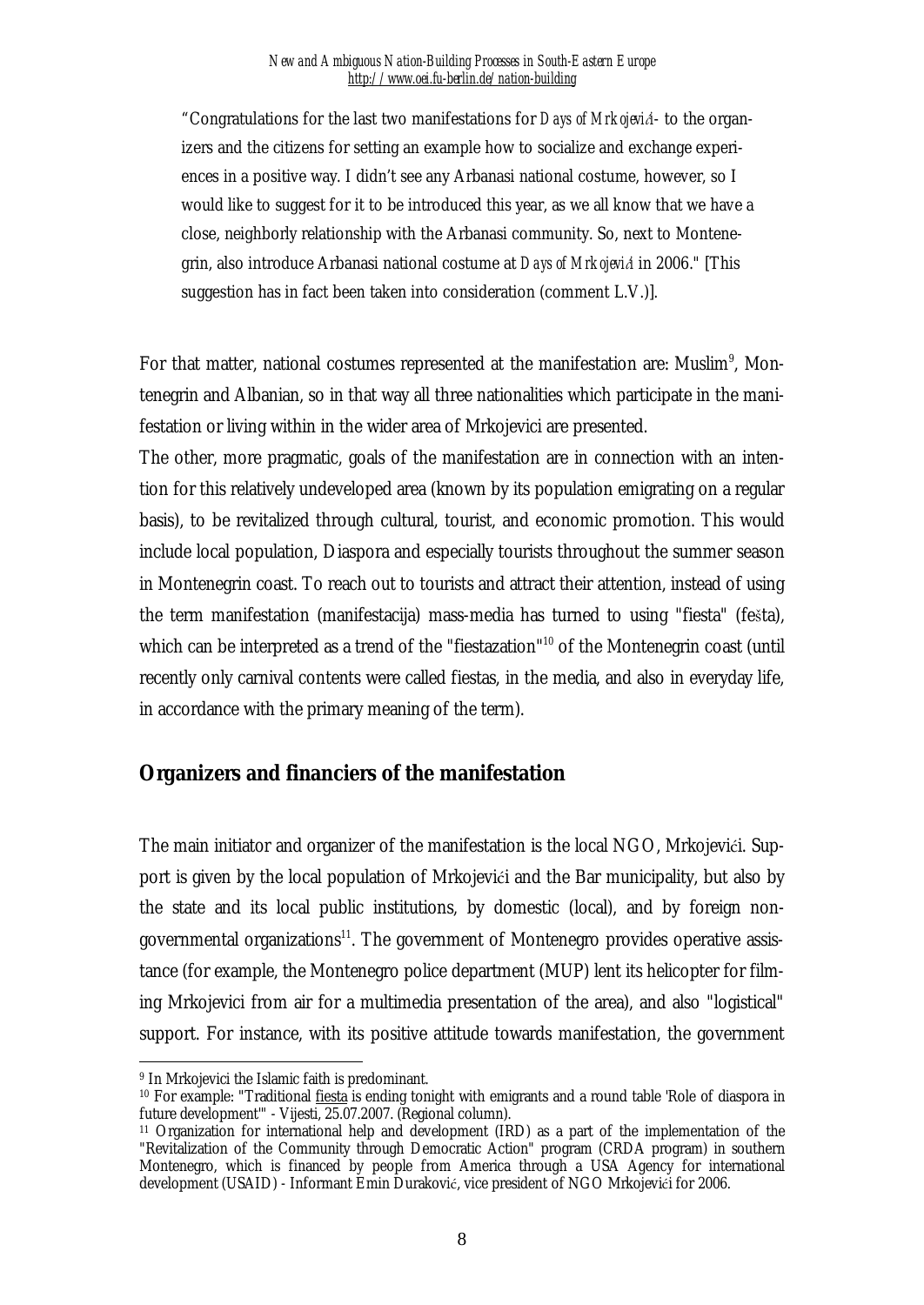"Congratulations for the last two manifestations for *Days of Mrkojevići* - to the organizers and the citizens for setting an example how to socialize and exchange experiences in a positive way. I didn't see any Arbanasi national costume, however, so I would like to suggest for it to be introduced this year, as we all know that we have a close, neighborly relationship with the Arbanasi community. So, next to Montenegrin, also introduce Arbanasi national costume at *Days of Mrkojevići* in 2006." [This suggestion has in fact been taken into consideration (comment L.V.)].

For that matter, national costumes represented at the manifestation are: Muslim[9], Montenegrin and Albanian, so in that way all three nationalities which participate in the manifestation or living within in the wider area of Mrkojevici are presented.

The other, more pragmatic, goals of the manifestation are in connection with an intention for this relatively undeveloped area (known by its population emigrating on a regular basis), to be revitalized through cultural, tourist, and economic promotion. This would include local population, Diaspora and especially tourists throughout the summer season in Montenegrin coast. To reach out to tourists and attract their attention, instead of using the term manifestation (manifestacija) mass-media has turned to using "fiesta" (fešta), which can be interpreted as a trend of the "fiestazation"[10] of the Montenegrin coast (until recently only carnival contents were called fiestas, in the media, and also in everyday life, in accordance with the primary meaning of the term).

## Organizers and financiers of the manifestation

The main initiator and organizer of the manifestation is the local NGO, Mrkojevići. Support is given by the local population of Mrkojevići and the Bar municipality, but also by the state and its local public institutions, by domestic (local), and by foreign non-governmental organizations[11]. The government of Montenegro provides operative assistance (for example, the Montenegro police department (MUP) lent its helicopter for filming Mrkojevici from air for a multimedia presentation of the area), and also "logistical" support. For instance, with its positive attitude towards manifestation, the government

---

[9] In Mrkojevici the Islamic faith is predominant.

[10] For example: "Traditional fiesta is ending tonight with emigrants and a round table 'Role of diaspora in future development'" - Vijesti, 25.07.2007. (Regional column).

[11] Organization for international help and development (IRD) as a part of the implementation of the "Revitalization of the Community through Democratic Action" program (CRDA program) in southern Montenegro, which is financed by people from America through a USA Agency for international development (USAID) - Informant Emin Duraković, vice president of NGO Mrkojevići for 2006.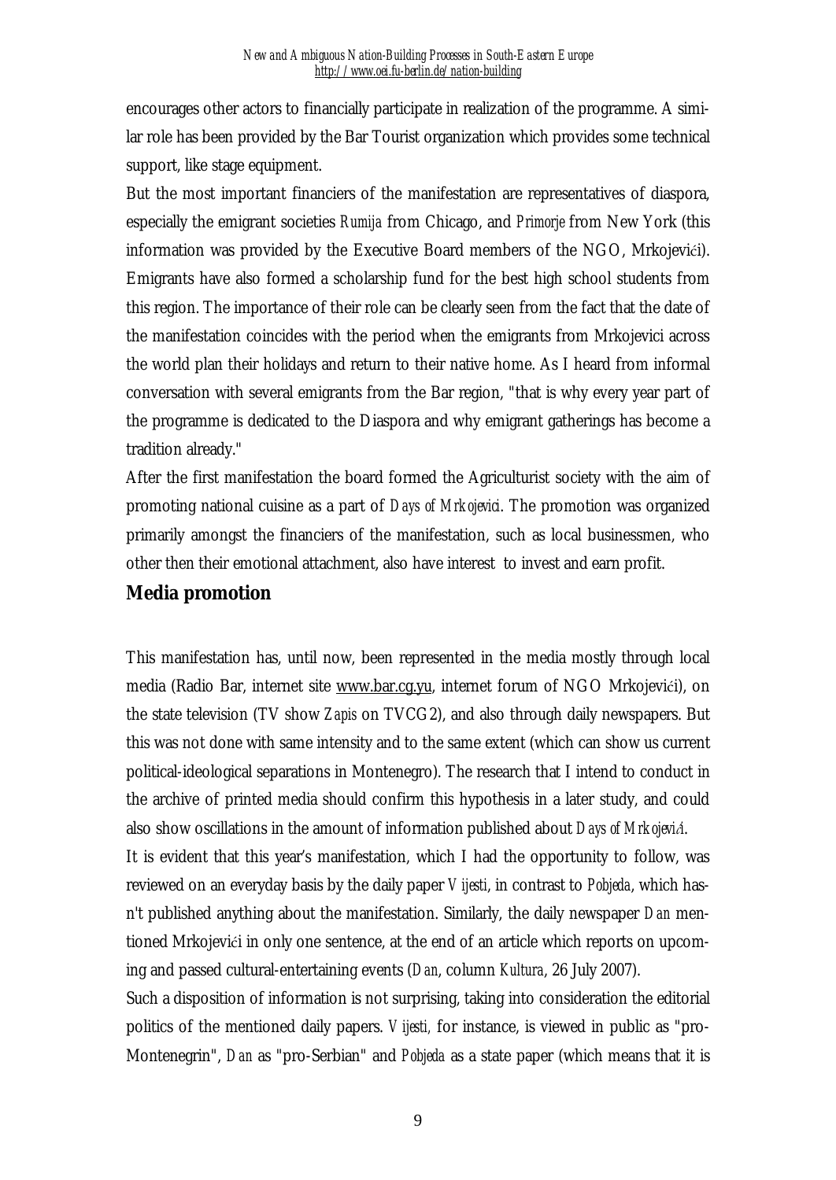encourages other actors to financially participate in realization of the programme. A similar role has been provided by the Bar Tourist organization which provides some technical support, like stage equipment.

But the most important financiers of the manifestation are representatives of diaspora, especially the emigrant societies *Rumija* from Chicago, and *Primorje* from New York (this information was provided by the Executive Board members of the NGO, Mrkojevići). Emigrants have also formed a scholarship fund for the best high school students from this region. The importance of their role can be clearly seen from the fact that the date of the manifestation coincides with the period when the emigrants from Mrkojevici across the world plan their holidays and return to their native home. As I heard from informal conversation with several emigrants from the Bar region, "that is why every year part of the programme is dedicated to the Diaspora and why emigrant gatherings has become a tradition already."

After the first manifestation the board formed the Agriculturist society with the aim of promoting national cuisine as a part of *Days of Mrkojevici*. The promotion was organized primarily amongst the financiers of the manifestation, such as local businessmen, who other then their emotional attachment, also have interest to invest and earn profit.

## Media promotion

This manifestation has, until now, been represented in the media mostly through local media (Radio Bar, internet site www.bar.cg.yu, internet forum of NGO Mrkojevići), on the state television (TV show *Zapis* on TVCG2), and also through daily newspapers. But this was not done with same intensity and to the same extent (which can show us current political-ideological separations in Montenegro). The research that I intend to conduct in the archive of printed media should confirm this hypothesis in a later study, and could also show oscillations in the amount of information published about *Days of Mrkojevića*.

It is evident that this year's manifestation, which I had the opportunity to follow, was reviewed on an everyday basis by the daily paper *Vijesti*, in contrast to *Pobjeda*, which hasn't published anything about the manifestation. Similarly, the daily newspaper *Dan* mentioned Mrkojevići in only one sentence, at the end of an article which reports on upcoming and passed cultural-entertaining events (*Dan*, column *Kultura*, 26 July 2007).

Such a disposition of information is not surprising, taking into consideration the editorial politics of the mentioned daily papers. *Vijesti*, for instance, is viewed in public as "pro-Montenegrin", *Dan* as "pro-Serbian" and *Pobjeda* as a state paper (which means that it is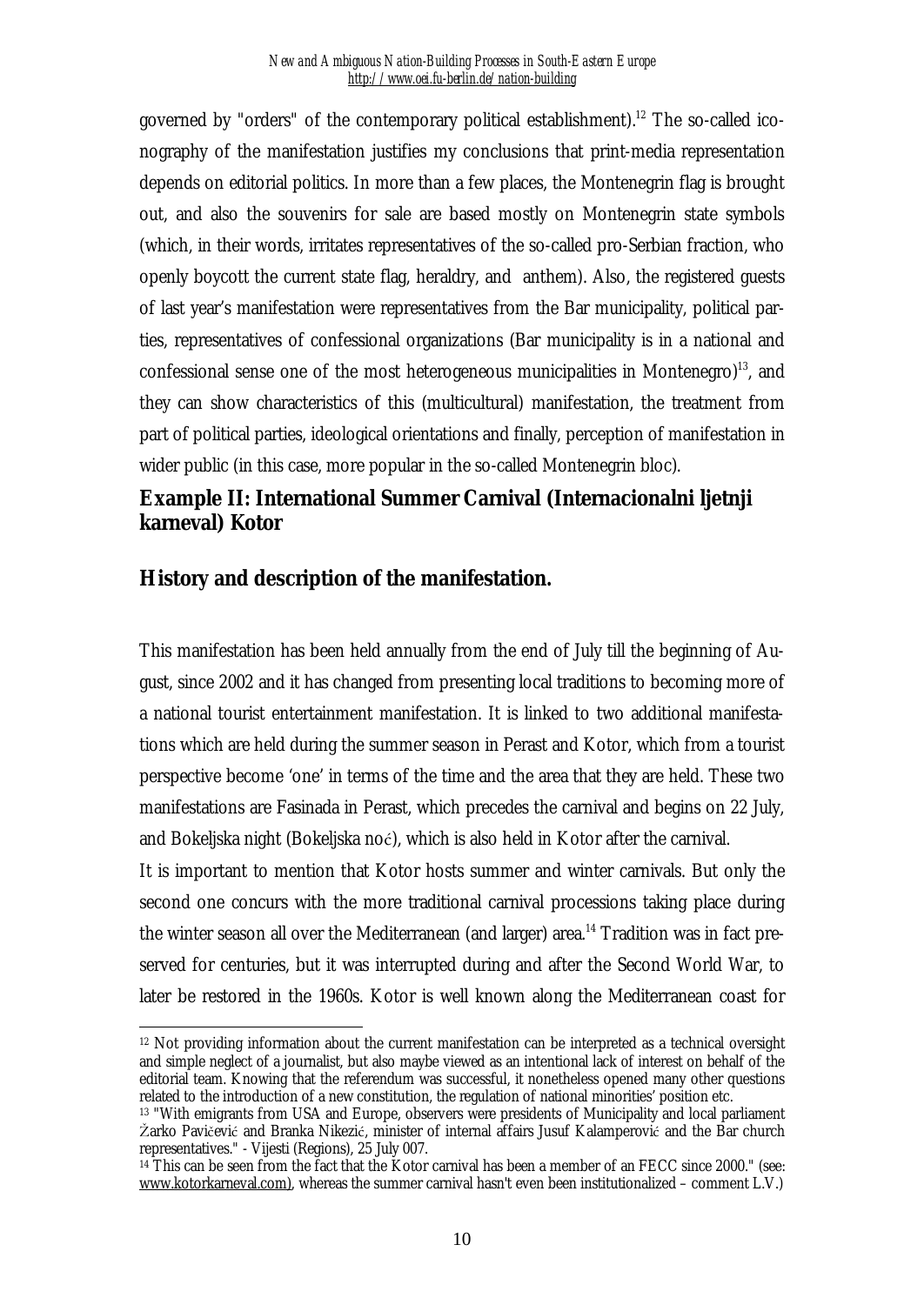governed by "orders" of the contemporary political establishment).[12] The so-called iconography of the manifestation justifies my conclusions that print-media representation depends on editorial politics. In more than a few places, the Montenegrin flag is brought out, and also the souvenirs for sale are based mostly on Montenegrin state symbols (which, in their words, irritates representatives of the so-called pro-Serbian fraction, who openly boycott the current state flag, heraldry, and anthem). Also, the registered guests of last year's manifestation were representatives from the Bar municipality, political parties, representatives of confessional organizations (Bar municipality is in a national and confessional sense one of the most heterogeneous municipalities in Montenegro)[13], and they can show characteristics of this (multicultural) manifestation, the treatment from part of political parties, ideological orientations and finally, perception of manifestation in wider public (in this case, more popular in the so-called Montenegrin bloc).

## Example II: International Summer Carnival (Internacionalni ljetnji karneval) Kotor

## History and description of the manifestation.

This manifestation has been held annually from the end of July till the beginning of August, since 2002 and it has changed from presenting local traditions to becoming more of a national tourist entertainment manifestation. It is linked to two additional manifestations which are held during the summer season in Perast and Kotor, which from a tourist perspective become 'one' in terms of the time and the area that they are held. These two manifestations are Fasinada in Perast, which precedes the carnival and begins on 22 July, and Bokeljska night (Bokeljska noć), which is also held in Kotor after the carnival.

It is important to mention that Kotor hosts summer and winter carnivals. But only the second one concurs with the more traditional carnival processions taking place during the winter season all over the Mediterranean (and larger) area.[14] Tradition was in fact preserved for centuries, but it was interrupted during and after the Second World War, to later be restored in the 1960s. Kotor is well known along the Mediterranean coast for

---

[12] Not providing information about the current manifestation can be interpreted as a technical oversight and simple neglect of a journalist, but also maybe viewed as an intentional lack of interest on behalf of the editorial team. Knowing that the referendum was successful, it nonetheless opened many other questions related to the introduction of a new constitution, the regulation of national minorities' position etc.

[13] "With emigrants from USA and Europe, observers were presidents of Municipality and local parliament Žarko Pavičević and Branka Nikezić, minister of internal affairs Jusuf Kalamperović and the Bar church representatives." - Vijesti (Regions), 25 July 007.

[14] This can be seen from the fact that the Kotor carnival has been a member of an FECC since 2000." (see: www.kotorkarneval.com), whereas the summer carnival hasn't even been institutionalized – comment L.V.)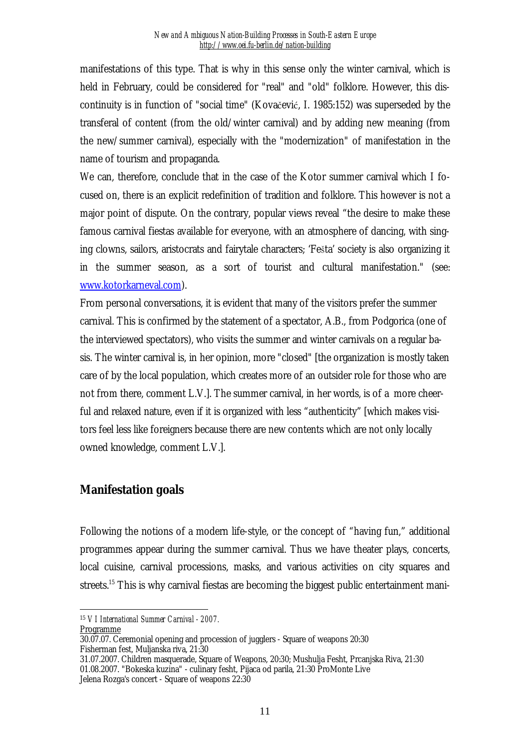manifestations of this type. That is why in this sense only the winter carnival, which is held in February, could be considered for "real" and "old" folklore. However, this discontinuity is in function of "social time" (Kovačević, I. 1985:152) was superseded by the transferal of content (from the old/winter carnival) and by adding new meaning (from the new/summer carnival), especially with the "modernization" of manifestation in the name of tourism and propaganda.

We can, therefore, conclude that in the case of the Kotor summer carnival which I focused on, there is an explicit redefinition of tradition and folklore. This however is not a major point of dispute. On the contrary, popular views reveal "the desire to make these famous carnival fiestas available for everyone, with an atmosphere of dancing, with singing clowns, sailors, aristocrats and fairytale characters; 'Fešta' society is also organizing it in the summer season, as a sort of tourist and cultural manifestation." (see: [www.kotorkarneval.com](http://www.kotorkarneval.com)).

From personal conversations, it is evident that many of the visitors prefer the summer carnival. This is confirmed by the statement of a spectator, A.B., from Podgorica (one of the interviewed spectators), who visits the summer and winter carnivals on a regular basis. The winter carnival is, in her opinion, more "closed" [the organization is mostly taken care of by the local population, which creates more of an outsider role for those who are not from there, comment L.V.]. The summer carnival, in her words, is of a more cheerful and relaxed nature, even if it is organized with less "authenticity" [which makes visitors feel less like foreigners because there are new contents which are not only locally owned knowledge, comment L.V.].

## Manifestation goals

Following the notions of a modern life-style, or the concept of "having fun," additional programmes appear during the summer carnival. Thus we have theater plays, concerts, local cuisine, carnival processions, masks, and various activities on city squares and streets.[15] This is why carnival fiestas are becoming the biggest public entertainment mani-

---

[15] *V I International Summer Carnival - 2007.*
Programme
30.07.07. Ceremonial opening and procession of jugglers - Square of weapons 20:30
Fisherman fest, Muljanska riva, 21:30
31.07.2007. Children masquerade, Square of Weapons, 20:30; Mushulja Fesht, Prcanjska Riva, 21:30
01.08.2007. "Bokeska kuzina" - culinary fesht, Pijaca od parila, 21:30 ProMonte Live
Jelena Rozga's concert - Square of weapons 22:30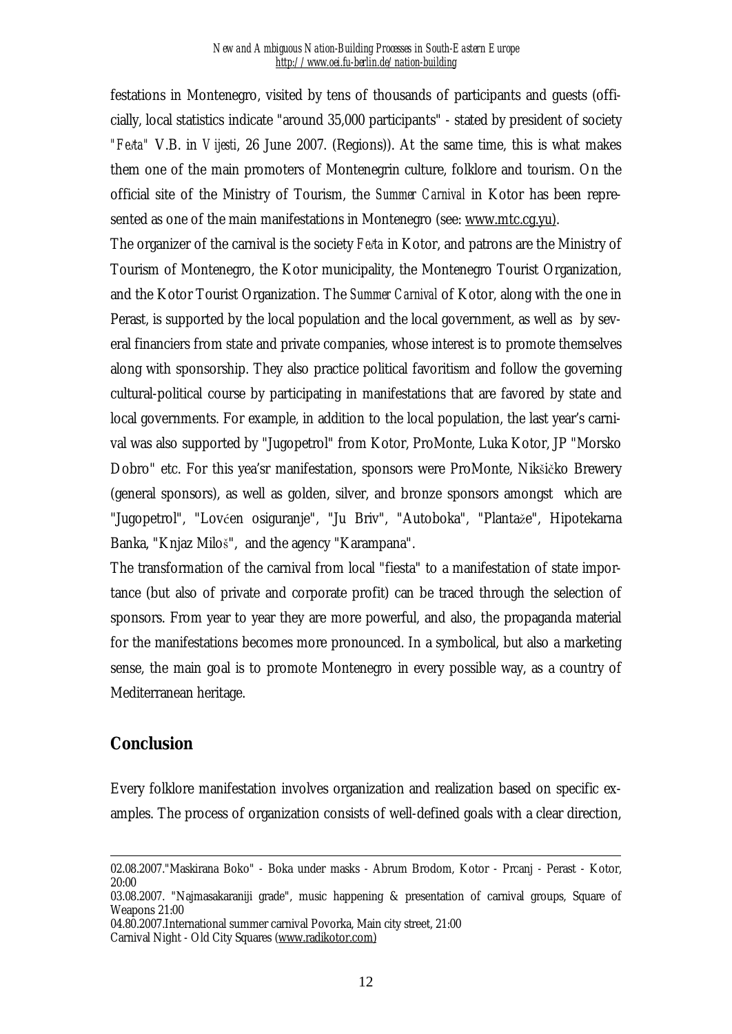festations in Montenegro, visited by tens of thousands of participants and guests (officially, local statistics indicate "around 35,000 participants" - stated by president of society *"Fešta"* V.B. in *Vijesti*, 26 June 2007. (Regions)). At the same time, this is what makes them one of the main promoters of Montenegrin culture, folklore and tourism. On the official site of the Ministry of Tourism, the *Summer Carnival* in Kotor has been represented as one of the main manifestations in Montenegro (see: www.mtc.cg.yu).

The organizer of the carnival is the society *Fešta* in Kotor, and patrons are the Ministry of Tourism of Montenegro, the Kotor municipality, the Montenegro Tourist Organization, and the Kotor Tourist Organization. The *Summer Carnival* of Kotor, along with the one in Perast, is supported by the local population and the local government, as well as by several financiers from state and private companies, whose interest is to promote themselves along with sponsorship. They also practice political favoritism and follow the governing cultural-political course by participating in manifestations that are favored by state and local governments. For example, in addition to the local population, the last year's carnival was also supported by "Jugopetrol" from Kotor, ProMonte, Luka Kotor, JP "Morsko Dobro" etc. For this yea'sr manifestation, sponsors were ProMonte, Nikšičko Brewery (general sponsors), as well as golden, silver, and bronze sponsors amongst which are "Jugopetrol", "Lovćen osiguranje", "Ju Briv", "Autoboka", "Plantaže", Hipotekarna Banka, "Knjaz Miloš", and the agency "Karampana".

The transformation of the carnival from local "fiesta" to a manifestation of state importance (but also of private and corporate profit) can be traced through the selection of sponsors. From year to year they are more powerful, and also, the propaganda material for the manifestations becomes more pronounced. In a symbolical, but also a marketing sense, the main goal is to promote Montenegro in every possible way, as a country of Mediterranean heritage.

## Conclusion

Every folklore manifestation involves organization and realization based on specific examples. The process of organization consists of well-defined goals with a clear direction,

---

02.08.2007."Maskirana Boko" - Boka under masks - Abrum Brodom, Kotor - Prcanj - Perast - Kotor, 20:00
03.08.2007. "Najmasakaraniji grade", music happening & presentation of carnival groups, Square of Weapons 21:00
04.80.2007.International summer carnival Povorka, Main city street, 21:00
Carnival Night - Old City Squares (www.radikotor.com)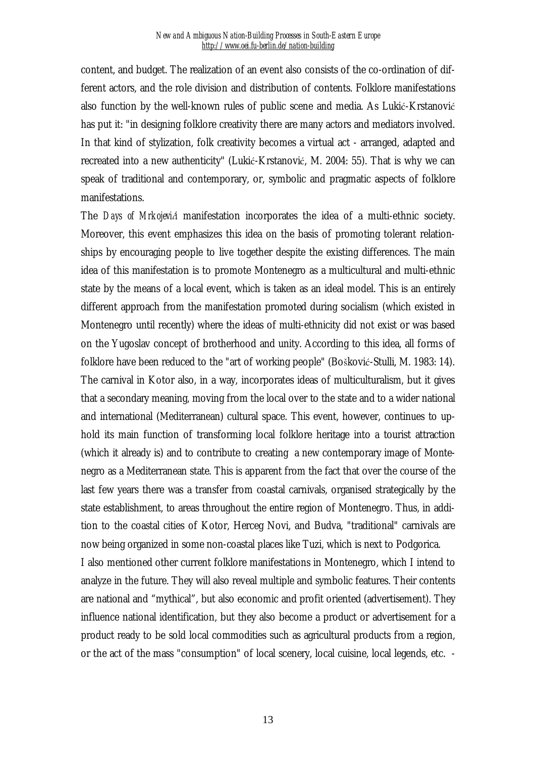content, and budget. The realization of an event also consists of the co-ordination of different actors, and the role division and distribution of contents. Folklore manifestations also function by the well-known rules of public scene and media. As Lukić-Krstanović has put it: "in designing folklore creativity there are many actors and mediators involved. In that kind of stylization, folk creativity becomes a virtual act - arranged, adapted and recreated into a new authenticity" (Lukić-Krstanović, M. 2004: 55). That is why we can speak of traditional and contemporary, or, symbolic and pragmatic aspects of folklore manifestations.

The *Days of Mrkojević* manifestation incorporates the idea of a multi-ethnic society. Moreover, this event emphasizes this idea on the basis of promoting tolerant relationships by encouraging people to live together despite the existing differences. The main idea of this manifestation is to promote Montenegro as a multicultural and multi-ethnic state by the means of a local event, which is taken as an ideal model. This is an entirely different approach from the manifestation promoted during socialism (which existed in Montenegro until recently) where the ideas of multi-ethnicity did not exist or was based on the Yugoslav concept of brotherhood and unity. According to this idea, all forms of folklore have been reduced to the "art of working people" (Bošković-Stulli, M. 1983: 14).

The carnival in Kotor also, in a way, incorporates ideas of multiculturalism, but it gives that a secondary meaning, moving from the local over to the state and to a wider national and international (Mediterranean) cultural space. This event, however, continues to uphold its main function of transforming local folklore heritage into a tourist attraction (which it already is) and to contribute to creating a new contemporary image of Montenegro as a Mediterranean state. This is apparent from the fact that over the course of the last few years there was a transfer from coastal carnivals, organised strategically by the state establishment, to areas throughout the entire region of Montenegro. Thus, in addition to the coastal cities of Kotor, Herceg Novi, and Budva, "traditional" carnivals are now being organized in some non-coastal places like Tuzi, which is next to Podgorica.

I also mentioned other current folklore manifestations in Montenegro, which I intend to analyze in the future. They will also reveal multiple and symbolic features. Their contents are national and "mythical", but also economic and profit oriented (advertisement). They influence national identification, but they also become a product or advertisement for a product ready to be sold local commodities such as agricultural products from a region, or the act of the mass "consumption" of local scenery, local cuisine, local legends, etc. -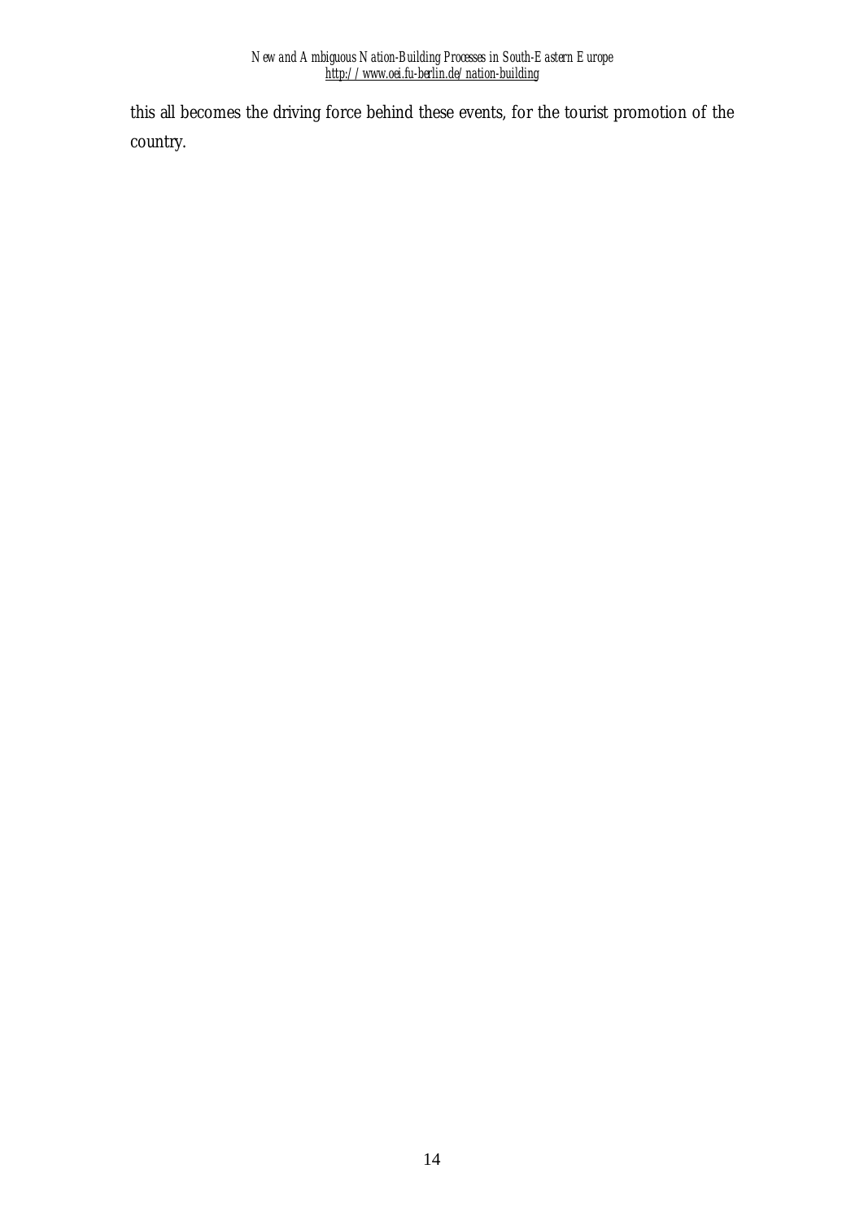this all becomes the driving force behind these events, for the tourist promotion of the country.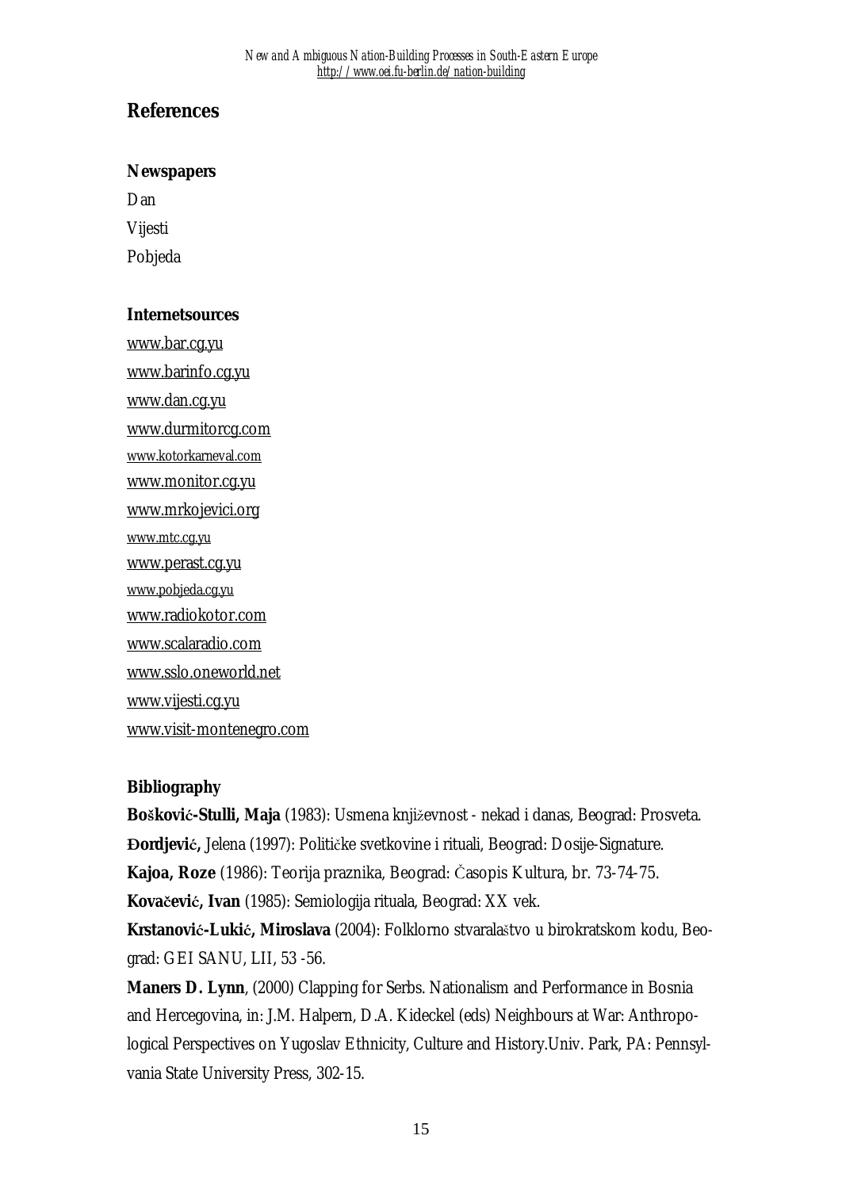## References

### Newspapers

Dan

Vijesti

Pobjeda

### Internetsources

www.bar.cg.yu

www.barinfo.cg.yu

www.dan.cg.yu

www.durmitorcg.com

www.kotorkarneval.com

www.monitor.cg.yu

www.mrkojevici.org

www.mtc.cg.yu

www.perast.cg.yu

www.pobjeda.cg.yu

www.radiokotor.com

www.scalaradio.com

www.sslo.oneworld.net

www.vijesti.cg.yu

www.visit-montenegro.com

### Bibliography

**Bošković-Stulli, Maja** (1983): Usmena književnost - nekad i danas, Beograd: Prosveta.

**Đordjević,** Jelena (1997): Političke svetkovine i rituali, Beograd: Dosije-Signature.

**Kajoa, Roze** (1986): Teorija praznika, Beograd: Časopis Kultura, br. 73-74-75.

**Kovačević, Ivan** (1985): Semiologija rituala, Beograd: XX vek.

**Krstanović-Lukić, Miroslava** (2004): Folklorno stvaralaštvo u birokratskom kodu, Beograd: GEI SANU, LII, 53 -56.

**Maners D. Lynn**, (2000) Clapping for Serbs. Nationalism and Performance in Bosnia and Hercegovina, in: J.M. Halpern, D.A. Kideckel (eds) Neighbours at War: Anthropological Perspectives on Yugoslav Ethnicity, Culture and History.Univ. Park, PA: Pennsylvania State University Press, 302-15.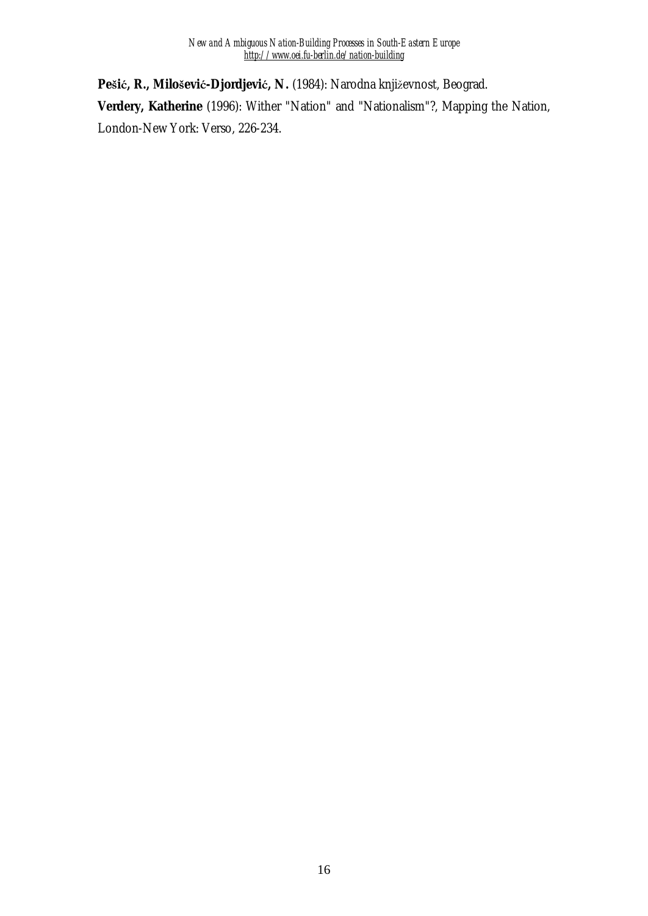**Pešić, R., Milošević-Djordjević, N.** (1984): Narodna književnost, Beograd.

**Verdery, Katherine** (1996): Wither "Nation" and "Nationalism"?, Mapping the Nation, London-New York: Verso, 226-234.